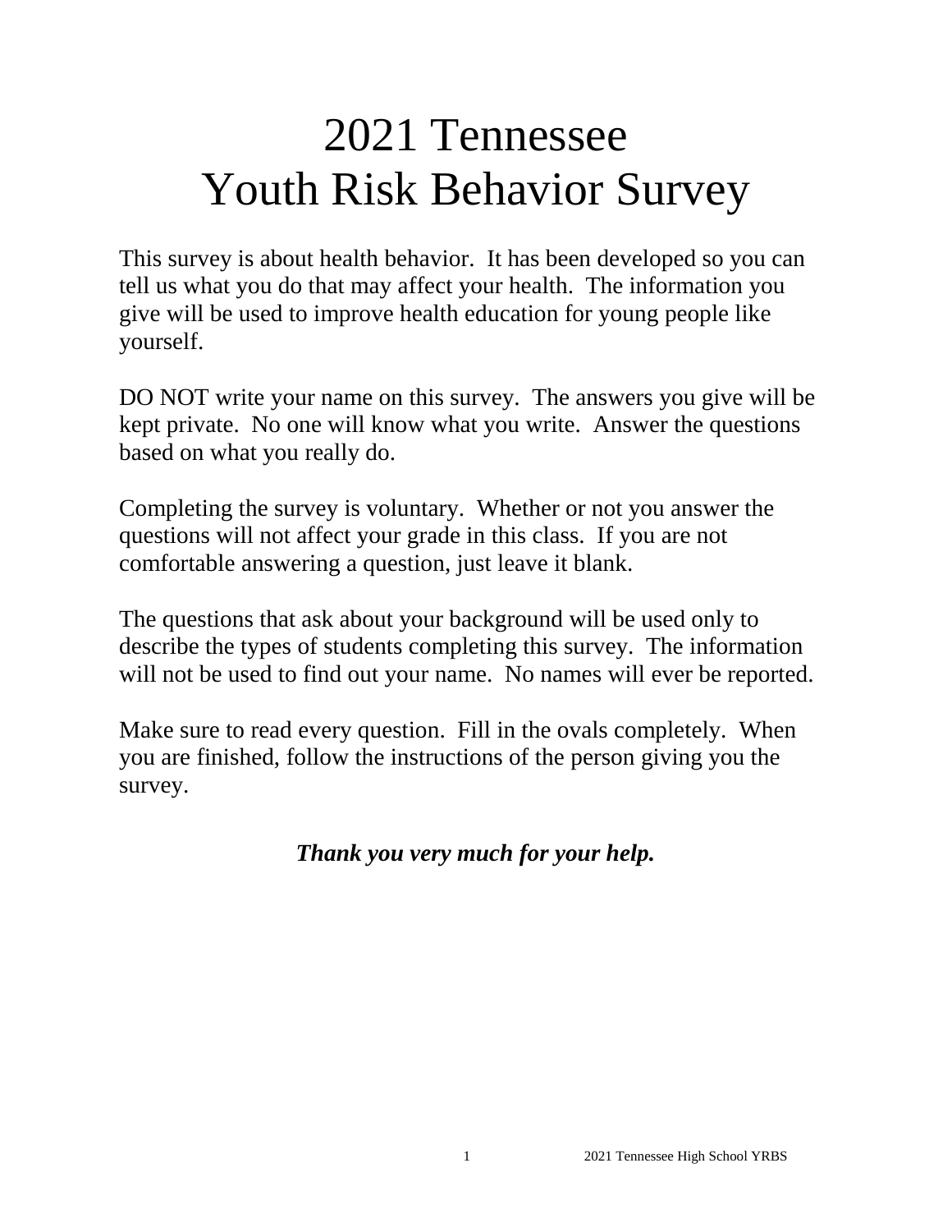# 2021 Tennessee Youth Risk Behavior Survey

This survey is about health behavior. It has been developed so you can tell us what you do that may affect your health. The information you give will be used to improve health education for young people like yourself.

DO NOT write your name on this survey. The answers you give will be kept private. No one will know what you write. Answer the questions based on what you really do.

Completing the survey is voluntary. Whether or not you answer the questions will not affect your grade in this class. If you are not comfortable answering a question, just leave it blank.

The questions that ask about your background will be used only to describe the types of students completing this survey. The information will not be used to find out your name. No names will ever be reported.

Make sure to read every question. Fill in the ovals completely. When you are finished, follow the instructions of the person giving you the survey.

***Thank you very much for your help.***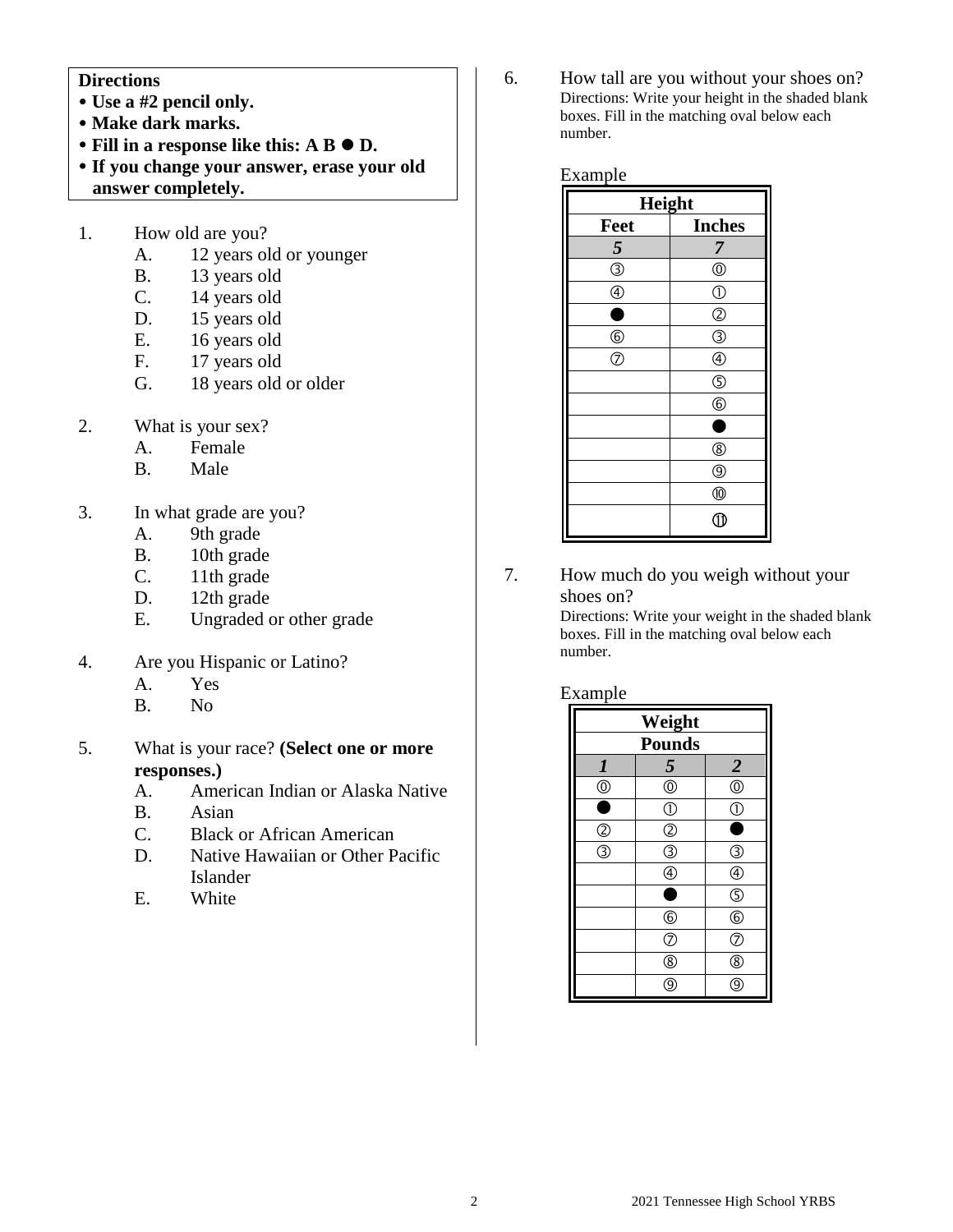**Directions**

- **Use a #2 pencil only.**
- **Make dark marks.**
- **Fill in a response like this: A B ● D.**
- **If you change your answer, erase your old answer completely.**

1. How old are you?
   - A. 12 years old or younger
   - B. 13 years old
   - C. 14 years old
   - D. 15 years old
   - E. 16 years old
   - F. 17 years old
   - G. 18 years old or older

2. What is your sex?
   - A. Female
   - B. Male

3. In what grade are you?
   - A. 9th grade
   - B. 10th grade
   - C. 11th grade
   - D. 12th grade
   - E. Ungraded or other grade

4. Are you Hispanic or Latino?
   - A. Yes
   - B. No

5. What is your race? **(Select one or more responses.)**
   - A. American Indian or Alaska Native
   - B. Asian
   - C. Black or African American
   - D. Native Hawaiian or Other Pacific Islander
   - E. White

6. How tall are you without your shoes on?
   Directions: Write your height in the shaded blank boxes. Fill in the matching oval below each number.

   Example

| Height | |
|---|---|
| Feet | Inches |
| *5* | *7* |
| ③ | ⓪ |
| ④ | ① |
| ● | ② |
| ⑥ | ③ |
| ⑦ | ④ |
| | ⑤ |
| | ⑥ |
| | ● |
| | ⑧ |
| | ⑨ |
| | ⑩ |
| | ⑪ |

7. How much do you weigh without your shoes on?
   Directions: Write your weight in the shaded blank boxes. Fill in the matching oval below each number.

   Example

| Weight | | |
|---|---|---|
| Pounds | | |
| *1* | *5* | *2* |
| ⓪ | ⓪ | ⓪ |
| ● | ① | ① |
| ② | ② | ● |
| ③ | ③ | ③ |
| | ④ | ④ |
| | ● | ⑤ |
| | ⑥ | ⑥ |
| | ⑦ | ⑦ |
| | ⑧ | ⑧ |
| | ⑨ | ⑨ |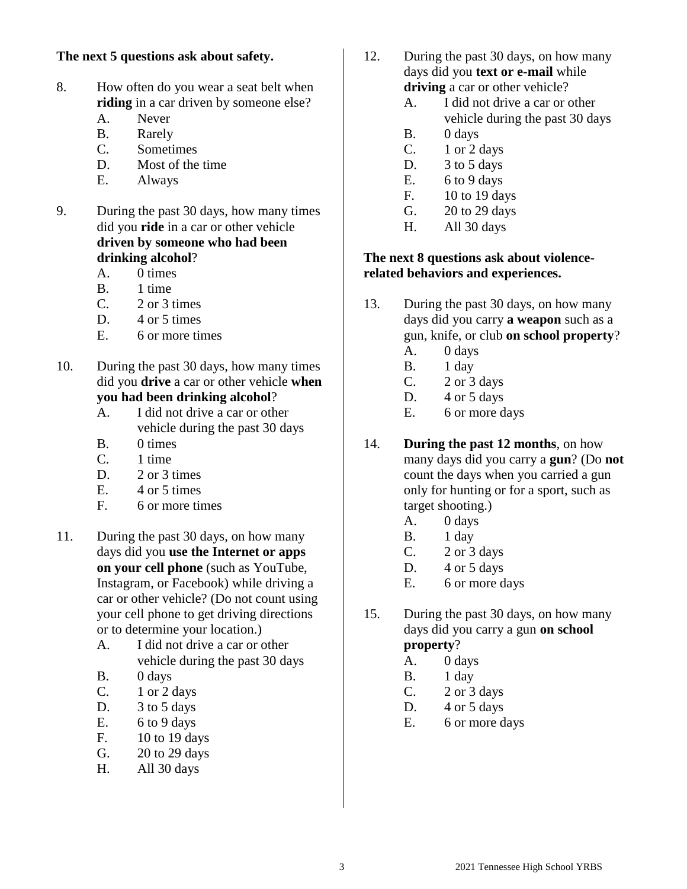**The next 5 questions ask about safety.**

8. How often do you wear a seat belt when **riding** in a car driven by someone else?
   - A. Never
   - B. Rarely
   - C. Sometimes
   - D. Most of the time
   - E. Always

9. During the past 30 days, how many times did you **ride** in a car or other vehicle **driven by someone who had been drinking alcohol**?
   - A. 0 times
   - B. 1 time
   - C. 2 or 3 times
   - D. 4 or 5 times
   - E. 6 or more times

10. During the past 30 days, how many times did you **drive** a car or other vehicle **when you had been drinking alcohol**?
    - A. I did not drive a car or other vehicle during the past 30 days
    - B. 0 times
    - C. 1 time
    - D. 2 or 3 times
    - E. 4 or 5 times
    - F. 6 or more times

11. During the past 30 days, on how many days did you **use the Internet or apps on your cell phone** (such as YouTube, Instagram, or Facebook) while driving a car or other vehicle? (Do not count using your cell phone to get driving directions or to determine your location.)
    - A. I did not drive a car or other vehicle during the past 30 days
    - B. 0 days
    - C. 1 or 2 days
    - D. 3 to 5 days
    - E. 6 to 9 days
    - F. 10 to 19 days
    - G. 20 to 29 days
    - H. All 30 days

12. During the past 30 days, on how many days did you **text or e-mail** while **driving** a car or other vehicle?
    - A. I did not drive a car or other vehicle during the past 30 days
    - B. 0 days
    - C. 1 or 2 days
    - D. 3 to 5 days
    - E. 6 to 9 days
    - F. 10 to 19 days
    - G. 20 to 29 days
    - H. All 30 days

**The next 8 questions ask about violence-related behaviors and experiences.**

13. During the past 30 days, on how many days did you carry **a weapon** such as a gun, knife, or club **on school property**?
    - A. 0 days
    - B. 1 day
    - C. 2 or 3 days
    - D. 4 or 5 days
    - E. 6 or more days

14. **During the past 12 months**, on how many days did you carry a **gun**? (Do **not** count the days when you carried a gun only for hunting or for a sport, such as target shooting.)
    - A. 0 days
    - B. 1 day
    - C. 2 or 3 days
    - D. 4 or 5 days
    - E. 6 or more days

15. During the past 30 days, on how many days did you carry a gun **on school property**?
    - A. 0 days
    - B. 1 day
    - C. 2 or 3 days
    - D. 4 or 5 days
    - E. 6 or more days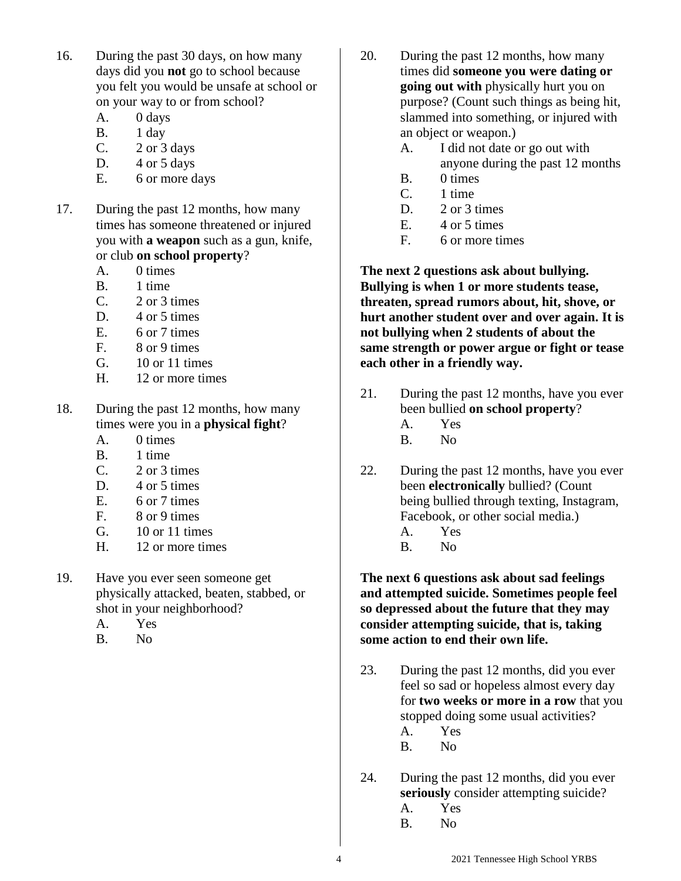16. During the past 30 days, on how many days did you **not** go to school because you felt you would be unsafe at school or on your way to or from school?
    - A. 0 days
    - B. 1 day
    - C. 2 or 3 days
    - D. 4 or 5 days
    - E. 6 or more days

17. During the past 12 months, how many times has someone threatened or injured you with **a weapon** such as a gun, knife, or club **on school property**?
    - A. 0 times
    - B. 1 time
    - C. 2 or 3 times
    - D. 4 or 5 times
    - E. 6 or 7 times
    - F. 8 or 9 times
    - G. 10 or 11 times
    - H. 12 or more times

18. During the past 12 months, how many times were you in a **physical fight**?
    - A. 0 times
    - B. 1 time
    - C. 2 or 3 times
    - D. 4 or 5 times
    - E. 6 or 7 times
    - F. 8 or 9 times
    - G. 10 or 11 times
    - H. 12 or more times

19. Have you ever seen someone get physically attacked, beaten, stabbed, or shot in your neighborhood?
    - A. Yes
    - B. No

20. During the past 12 months, how many times did **someone you were dating or going out with** physically hurt you on purpose? (Count such things as being hit, slammed into something, or injured with an object or weapon.)
    - A. I did not date or go out with anyone during the past 12 months
    - B. 0 times
    - C. 1 time
    - D. 2 or 3 times
    - E. 4 or 5 times
    - F. 6 or more times

**The next 2 questions ask about bullying. Bullying is when 1 or more students tease, threaten, spread rumors about, hit, shove, or hurt another student over and over again. It is not bullying when 2 students of about the same strength or power argue or fight or tease each other in a friendly way.**

21. During the past 12 months, have you ever been bullied **on school property**?
    - A. Yes
    - B. No

22. During the past 12 months, have you ever been **electronically** bullied? (Count being bullied through texting, Instagram, Facebook, or other social media.)
    - A. Yes
    - B. No

**The next 6 questions ask about sad feelings and attempted suicide. Sometimes people feel so depressed about the future that they may consider attempting suicide, that is, taking some action to end their own life.**

23. During the past 12 months, did you ever feel so sad or hopeless almost every day for **two weeks or more in a row** that you stopped doing some usual activities?
    - A. Yes
    - B. No

24. During the past 12 months, did you ever **seriously** consider attempting suicide?
    - A. Yes
    - B. No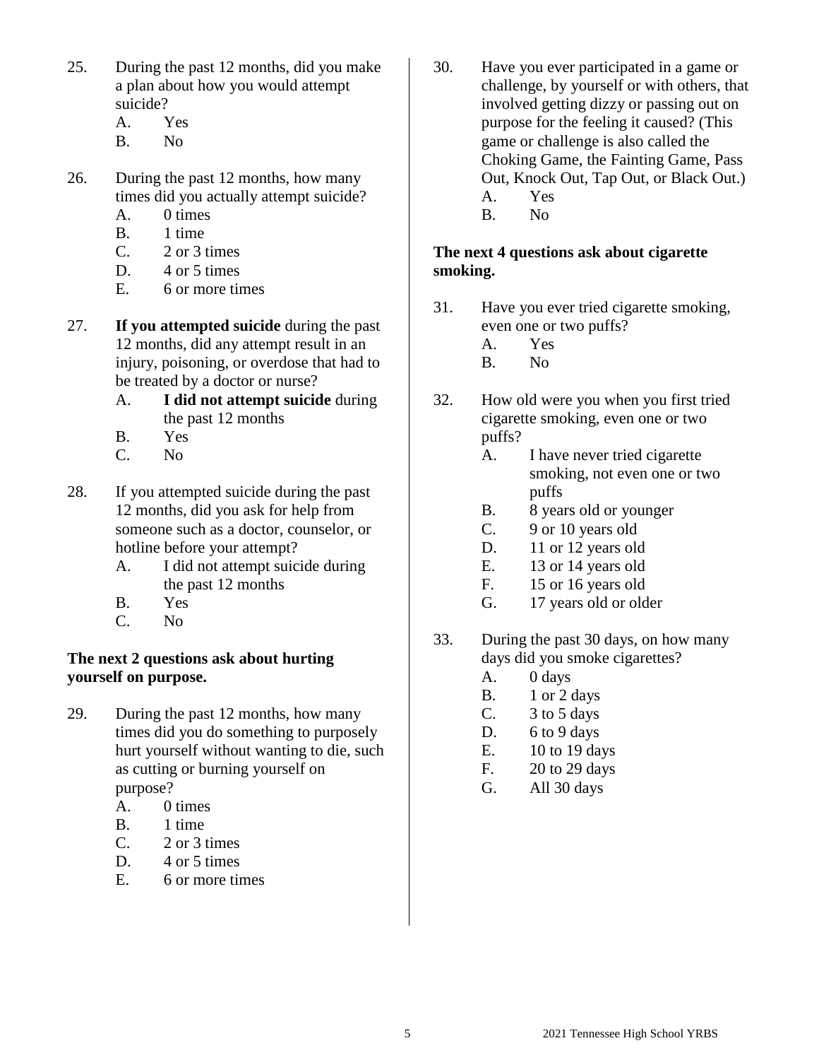25. During the past 12 months, did you make a plan about how you would attempt suicide?
    A. Yes
    B. No

26. During the past 12 months, how many times did you actually attempt suicide?
    A. 0 times
    B. 1 time
    C. 2 or 3 times
    D. 4 or 5 times
    E. 6 or more times

27. **If you attempted suicide** during the past 12 months, did any attempt result in an injury, poisoning, or overdose that had to be treated by a doctor or nurse?
    A. **I did not attempt suicide** during the past 12 months
    B. Yes
    C. No

28. If you attempted suicide during the past 12 months, did you ask for help from someone such as a doctor, counselor, or hotline before your attempt?
    A. I did not attempt suicide during the past 12 months
    B. Yes
    C. No

**The next 2 questions ask about hurting yourself on purpose.**

29. During the past 12 months, how many times did you do something to purposely hurt yourself without wanting to die, such as cutting or burning yourself on purpose?
    A. 0 times
    B. 1 time
    C. 2 or 3 times
    D. 4 or 5 times
    E. 6 or more times

30. Have you ever participated in a game or challenge, by yourself or with others, that involved getting dizzy or passing out on purpose for the feeling it caused? (This game or challenge is also called the Choking Game, the Fainting Game, Pass Out, Knock Out, Tap Out, or Black Out.)
    A. Yes
    B. No

**The next 4 questions ask about cigarette smoking.**

31. Have you ever tried cigarette smoking, even one or two puffs?
    A. Yes
    B. No

32. How old were you when you first tried cigarette smoking, even one or two puffs?
    A. I have never tried cigarette smoking, not even one or two puffs
    B. 8 years old or younger
    C. 9 or 10 years old
    D. 11 or 12 years old
    E. 13 or 14 years old
    F. 15 or 16 years old
    G. 17 years old or older

33. During the past 30 days, on how many days did you smoke cigarettes?
    A. 0 days
    B. 1 or 2 days
    C. 3 to 5 days
    D. 6 to 9 days
    E. 10 to 19 days
    F. 20 to 29 days
    G. All 30 days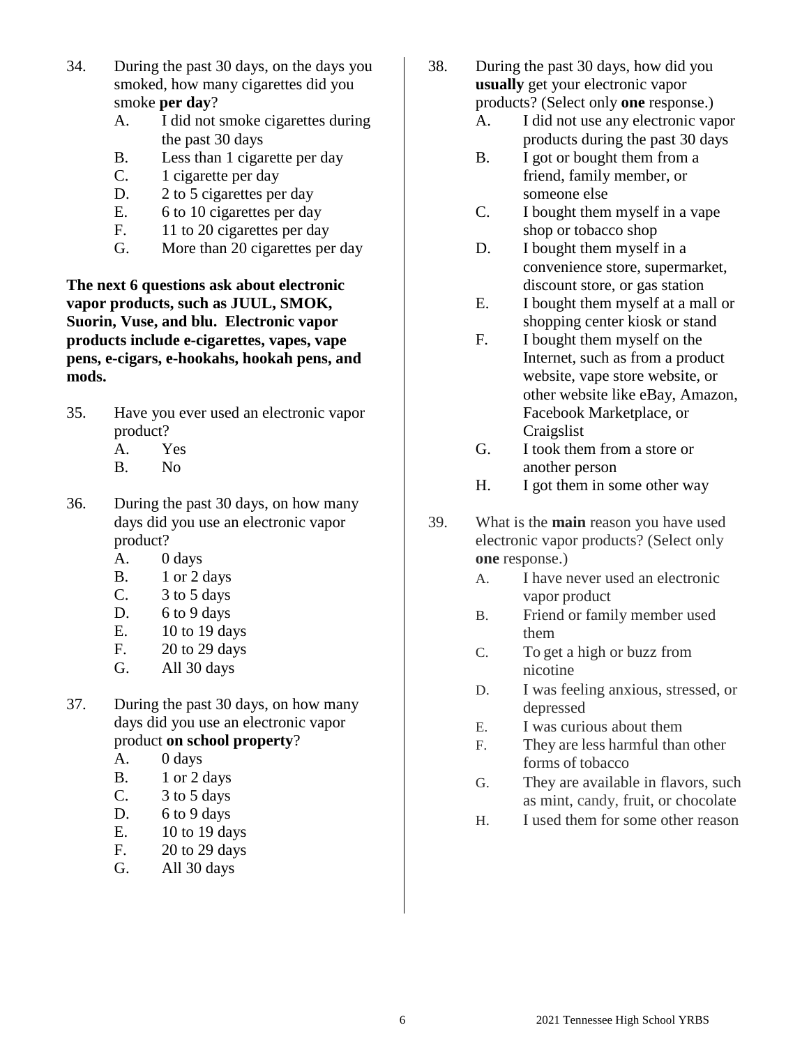34. During the past 30 days, on the days you smoked, how many cigarettes did you smoke **per day**?
    - A. I did not smoke cigarettes during the past 30 days
    - B. Less than 1 cigarette per day
    - C. 1 cigarette per day
    - D. 2 to 5 cigarettes per day
    - E. 6 to 10 cigarettes per day
    - F. 11 to 20 cigarettes per day
    - G. More than 20 cigarettes per day

**The next 6 questions ask about electronic vapor products, such as JUUL, SMOK, Suorin, Vuse, and blu. Electronic vapor products include e-cigarettes, vapes, vape pens, e-cigars, e-hookahs, hookah pens, and mods.**

35. Have you ever used an electronic vapor product?
    - A. Yes
    - B. No

36. During the past 30 days, on how many days did you use an electronic vapor product?
    - A. 0 days
    - B. 1 or 2 days
    - C. 3 to 5 days
    - D. 6 to 9 days
    - E. 10 to 19 days
    - F. 20 to 29 days
    - G. All 30 days

37. During the past 30 days, on how many days did you use an electronic vapor product **on school property**?
    - A. 0 days
    - B. 1 or 2 days
    - C. 3 to 5 days
    - D. 6 to 9 days
    - E. 10 to 19 days
    - F. 20 to 29 days
    - G. All 30 days

38. During the past 30 days, how did you **usually** get your electronic vapor products? (Select only **one** response.)
    - A. I did not use any electronic vapor products during the past 30 days
    - B. I got or bought them from a friend, family member, or someone else
    - C. I bought them myself in a vape shop or tobacco shop
    - D. I bought them myself in a convenience store, supermarket, discount store, or gas station
    - E. I bought them myself at a mall or shopping center kiosk or stand
    - F. I bought them myself on the Internet, such as from a product website, vape store website, or other website like eBay, Amazon, Facebook Marketplace, or Craigslist
    - G. I took them from a store or another person
    - H. I got them in some other way

39. What is the **main** reason you have used electronic vapor products? (Select only **one** response.)
    - A. I have never used an electronic vapor product
    - B. Friend or family member used them
    - C. To get a high or buzz from nicotine
    - D. I was feeling anxious, stressed, or depressed
    - E. I was curious about them
    - F. They are less harmful than other forms of tobacco
    - G. They are available in flavors, such as mint, candy, fruit, or chocolate
    - H. I used them for some other reason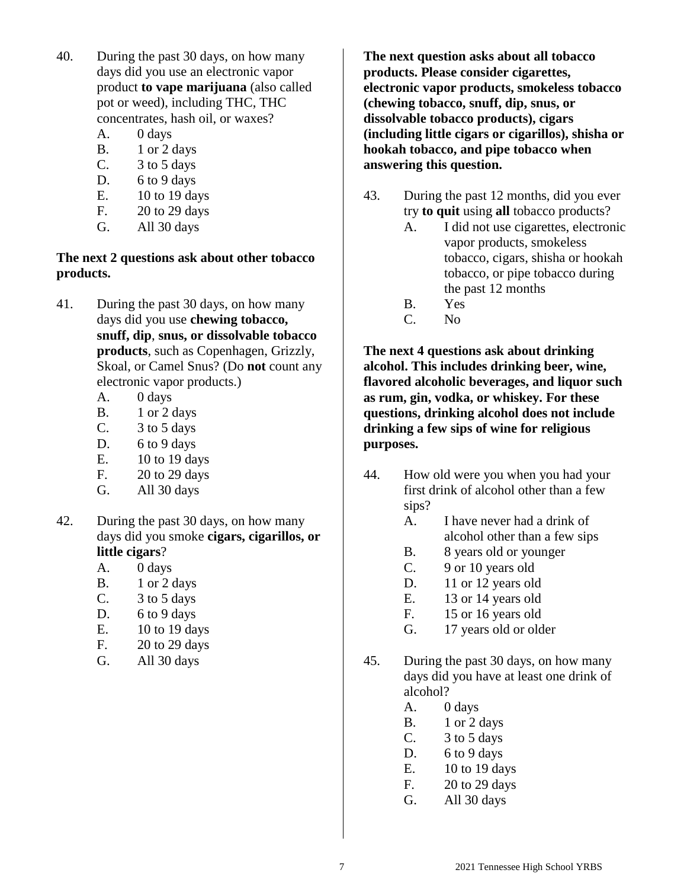40. During the past 30 days, on how many days did you use an electronic vapor product **to vape marijuana** (also called pot or weed), including THC, THC concentrates, hash oil, or waxes?
    - A. 0 days
    - B. 1 or 2 days
    - C. 3 to 5 days
    - D. 6 to 9 days
    - E. 10 to 19 days
    - F. 20 to 29 days
    - G. All 30 days

**The next 2 questions ask about other tobacco products.**

41. During the past 30 days, on how many days did you use **chewing tobacco, snuff, dip**, **snus, or dissolvable tobacco products**, such as Copenhagen, Grizzly, Skoal, or Camel Snus? (Do **not** count any electronic vapor products.)
    - A. 0 days
    - B. 1 or 2 days
    - C. 3 to 5 days
    - D. 6 to 9 days
    - E. 10 to 19 days
    - F. 20 to 29 days
    - G. All 30 days

42. During the past 30 days, on how many days did you smoke **cigars, cigarillos, or little cigars**?
    - A. 0 days
    - B. 1 or 2 days
    - C. 3 to 5 days
    - D. 6 to 9 days
    - E. 10 to 19 days
    - F. 20 to 29 days
    - G. All 30 days

**The next question asks about all tobacco products. Please consider cigarettes, electronic vapor products, smokeless tobacco (chewing tobacco, snuff, dip, snus, or dissolvable tobacco products), cigars (including little cigars or cigarillos), shisha or hookah tobacco, and pipe tobacco when answering this question.**

43. During the past 12 months, did you ever try **to quit** using **all** tobacco products?
    - A. I did not use cigarettes, electronic vapor products, smokeless tobacco, cigars, shisha or hookah tobacco, or pipe tobacco during the past 12 months
    - B. Yes
    - C. No

**The next 4 questions ask about drinking alcohol. This includes drinking beer, wine, flavored alcoholic beverages, and liquor such as rum, gin, vodka, or whiskey. For these questions, drinking alcohol does not include drinking a few sips of wine for religious purposes.**

44. How old were you when you had your first drink of alcohol other than a few sips?
    - A. I have never had a drink of alcohol other than a few sips
    - B. 8 years old or younger
    - C. 9 or 10 years old
    - D. 11 or 12 years old
    - E. 13 or 14 years old
    - F. 15 or 16 years old
    - G. 17 years old or older

45. During the past 30 days, on how many days did you have at least one drink of alcohol?
    - A. 0 days
    - B. 1 or 2 days
    - C. 3 to 5 days
    - D. 6 to 9 days
    - E. 10 to 19 days
    - F. 20 to 29 days
    - G. All 30 days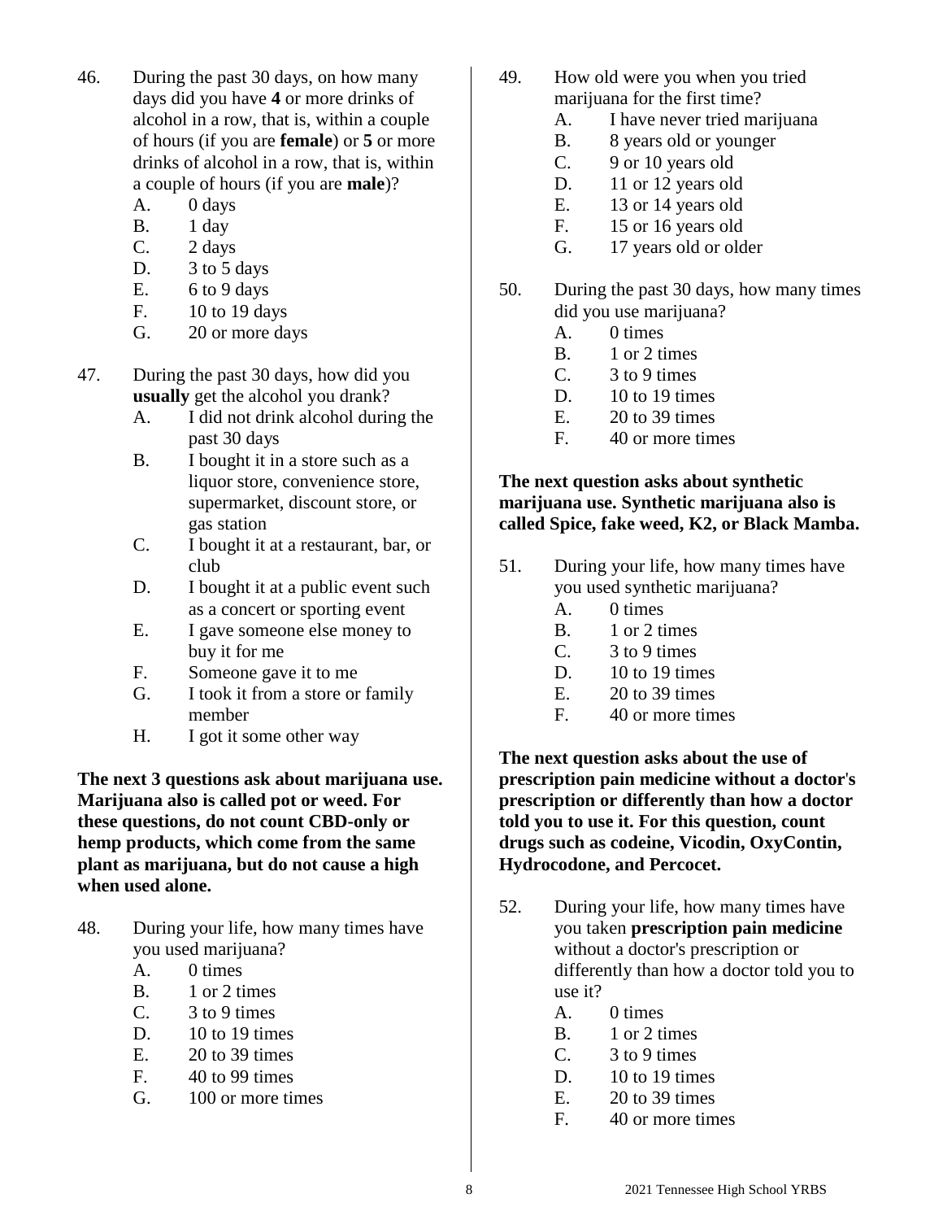46. During the past 30 days, on how many days did you have **4** or more drinks of alcohol in a row, that is, within a couple of hours (if you are **female**) or **5** or more drinks of alcohol in a row, that is, within a couple of hours (if you are **male**)?
    - A. 0 days
    - B. 1 day
    - C. 2 days
    - D. 3 to 5 days
    - E. 6 to 9 days
    - F. 10 to 19 days
    - G. 20 or more days

47. During the past 30 days, how did you **usually** get the alcohol you drank?
    - A. I did not drink alcohol during the past 30 days
    - B. I bought it in a store such as a liquor store, convenience store, supermarket, discount store, or gas station
    - C. I bought it at a restaurant, bar, or club
    - D. I bought it at a public event such as a concert or sporting event
    - E. I gave someone else money to buy it for me
    - F. Someone gave it to me
    - G. I took it from a store or family member
    - H. I got it some other way

**The next 3 questions ask about marijuana use. Marijuana also is called pot or weed. For these questions, do not count CBD-only or hemp products, which come from the same plant as marijuana, but do not cause a high when used alone.**

48. During your life, how many times have you used marijuana?
    - A. 0 times
    - B. 1 or 2 times
    - C. 3 to 9 times
    - D. 10 to 19 times
    - E. 20 to 39 times
    - F. 40 to 99 times
    - G. 100 or more times

49. How old were you when you tried marijuana for the first time?
    - A. I have never tried marijuana
    - B. 8 years old or younger
    - C. 9 or 10 years old
    - D. 11 or 12 years old
    - E. 13 or 14 years old
    - F. 15 or 16 years old
    - G. 17 years old or older

50. During the past 30 days, how many times did you use marijuana?
    - A. 0 times
    - B. 1 or 2 times
    - C. 3 to 9 times
    - D. 10 to 19 times
    - E. 20 to 39 times
    - F. 40 or more times

**The next question asks about synthetic marijuana use. Synthetic marijuana also is called Spice, fake weed, K2, or Black Mamba.**

51. During your life, how many times have you used synthetic marijuana?
    - A. 0 times
    - B. 1 or 2 times
    - C. 3 to 9 times
    - D. 10 to 19 times
    - E. 20 to 39 times
    - F. 40 or more times

**The next question asks about the use of prescription pain medicine without a doctor's prescription or differently than how a doctor told you to use it. For this question, count drugs such as codeine, Vicodin, OxyContin, Hydrocodone, and Percocet.**

52. During your life, how many times have you taken **prescription pain medicine** without a doctor's prescription or differently than how a doctor told you to use it?
    - A. 0 times
    - B. 1 or 2 times
    - C. 3 to 9 times
    - D. 10 to 19 times
    - E. 20 to 39 times
    - F. 40 or more times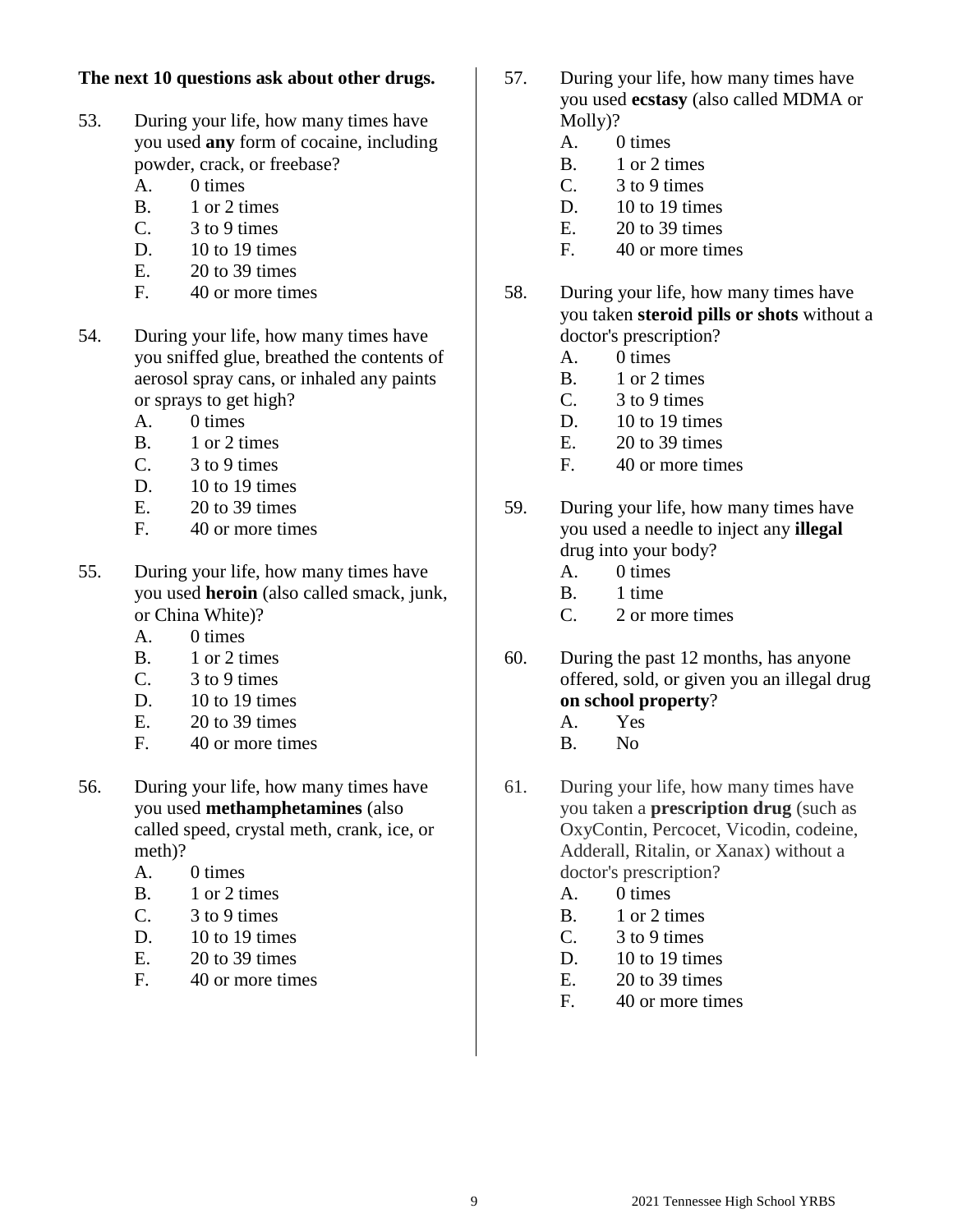**The next 10 questions ask about other drugs.**

53. During your life, how many times have you used **any** form of cocaine, including powder, crack, or freebase?
    - A. 0 times
    - B. 1 or 2 times
    - C. 3 to 9 times
    - D. 10 to 19 times
    - E. 20 to 39 times
    - F. 40 or more times

54. During your life, how many times have you sniffed glue, breathed the contents of aerosol spray cans, or inhaled any paints or sprays to get high?
    - A. 0 times
    - B. 1 or 2 times
    - C. 3 to 9 times
    - D. 10 to 19 times
    - E. 20 to 39 times
    - F. 40 or more times

55. During your life, how many times have you used **heroin** (also called smack, junk, or China White)?
    - A. 0 times
    - B. 1 or 2 times
    - C. 3 to 9 times
    - D. 10 to 19 times
    - E. 20 to 39 times
    - F. 40 or more times

56. During your life, how many times have you used **methamphetamines** (also called speed, crystal meth, crank, ice, or meth)?
    - A. 0 times
    - B. 1 or 2 times
    - C. 3 to 9 times
    - D. 10 to 19 times
    - E. 20 to 39 times
    - F. 40 or more times

57. During your life, how many times have you used **ecstasy** (also called MDMA or Molly)?
    - A. 0 times
    - B. 1 or 2 times
    - C. 3 to 9 times
    - D. 10 to 19 times
    - E. 20 to 39 times
    - F. 40 or more times

58. During your life, how many times have you taken **steroid pills or shots** without a doctor's prescription?
    - A. 0 times
    - B. 1 or 2 times
    - C. 3 to 9 times
    - D. 10 to 19 times
    - E. 20 to 39 times
    - F. 40 or more times

59. During your life, how many times have you used a needle to inject any **illegal** drug into your body?
    - A. 0 times
    - B. 1 time
    - C. 2 or more times

60. During the past 12 months, has anyone offered, sold, or given you an illegal drug **on school property**?
    - A. Yes
    - B. No

61. During your life, how many times have you taken a **prescription drug** (such as OxyContin, Percocet, Vicodin, codeine, Adderall, Ritalin, or Xanax) without a doctor's prescription?
    - A. 0 times
    - B. 1 or 2 times
    - C. 3 to 9 times
    - D. 10 to 19 times
    - E. 20 to 39 times
    - F. 40 or more times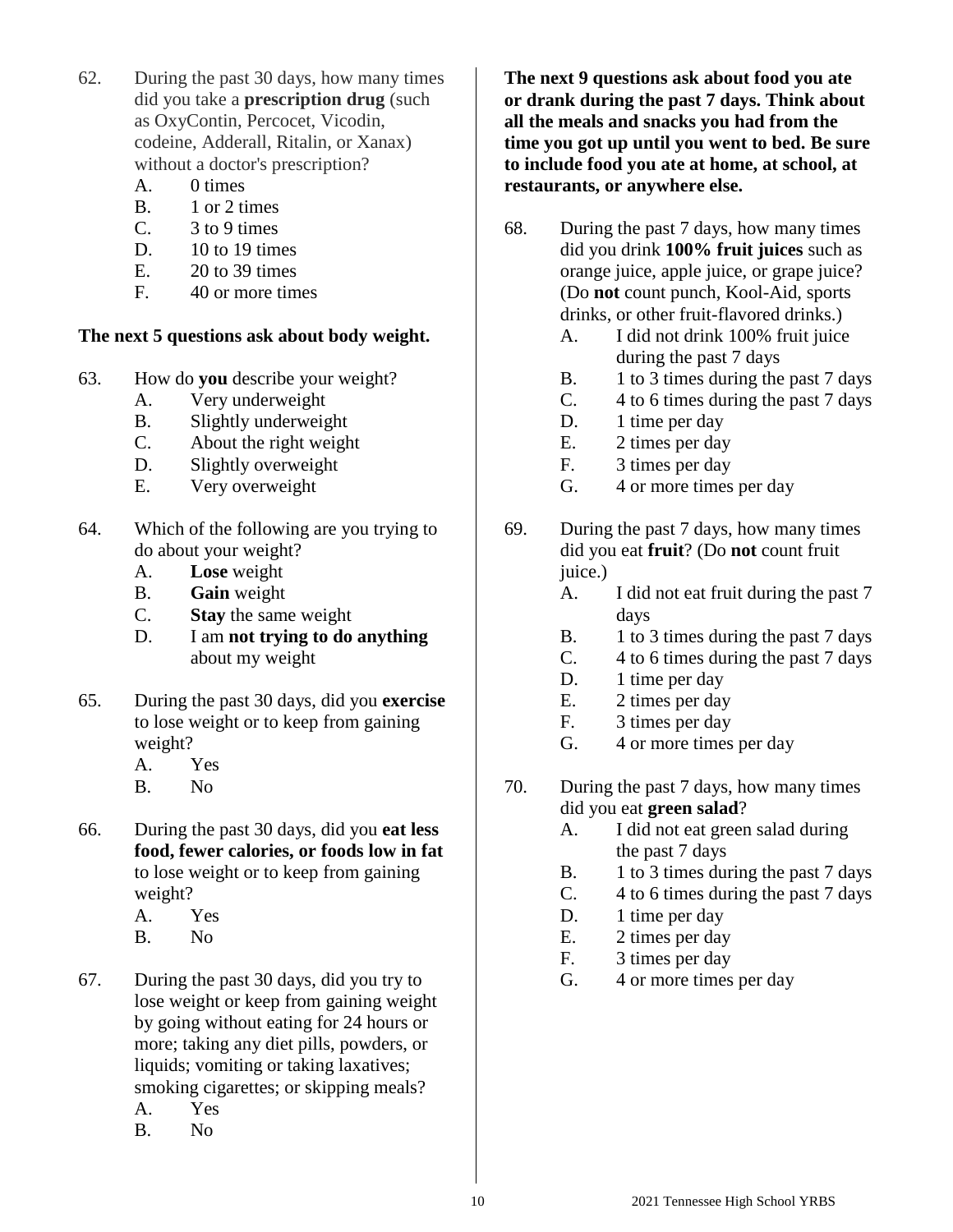62. During the past 30 days, how many times did you take a **prescription drug** (such as OxyContin, Percocet, Vicodin, codeine, Adderall, Ritalin, or Xanax) without a doctor's prescription?
    - A. 0 times
    - B. 1 or 2 times
    - C. 3 to 9 times
    - D. 10 to 19 times
    - E. 20 to 39 times
    - F. 40 or more times

**The next 5 questions ask about body weight.**

63. How do **you** describe your weight?
    - A. Very underweight
    - B. Slightly underweight
    - C. About the right weight
    - D. Slightly overweight
    - E. Very overweight

64. Which of the following are you trying to do about your weight?
    - A. **Lose** weight
    - B. **Gain** weight
    - C. **Stay** the same weight
    - D. I am **not trying to do anything** about my weight

65. During the past 30 days, did you **exercise** to lose weight or to keep from gaining weight?
    - A. Yes
    - B. No

66. During the past 30 days, did you **eat less food, fewer calories, or foods low in fat** to lose weight or to keep from gaining weight?
    - A. Yes
    - B. No

67. During the past 30 days, did you try to lose weight or keep from gaining weight by going without eating for 24 hours or more; taking any diet pills, powders, or liquids; vomiting or taking laxatives; smoking cigarettes; or skipping meals?
    - A. Yes
    - B. No

**The next 9 questions ask about food you ate or drank during the past 7 days. Think about all the meals and snacks you had from the time you got up until you went to bed. Be sure to include food you ate at home, at school, at restaurants, or anywhere else.**

68. During the past 7 days, how many times did you drink **100% fruit juices** such as orange juice, apple juice, or grape juice? (Do **not** count punch, Kool-Aid, sports drinks, or other fruit-flavored drinks.)
    - A. I did not drink 100% fruit juice during the past 7 days
    - B. 1 to 3 times during the past 7 days
    - C. 4 to 6 times during the past 7 days
    - D. 1 time per day
    - E. 2 times per day
    - F. 3 times per day
    - G. 4 or more times per day

69. During the past 7 days, how many times did you eat **fruit**? (Do **not** count fruit juice.)
    - A. I did not eat fruit during the past 7 days
    - B. 1 to 3 times during the past 7 days
    - C. 4 to 6 times during the past 7 days
    - D. 1 time per day
    - E. 2 times per day
    - F. 3 times per day
    - G. 4 or more times per day

70. During the past 7 days, how many times did you eat **green salad**?
    - A. I did not eat green salad during the past 7 days
    - B. 1 to 3 times during the past 7 days
    - C. 4 to 6 times during the past 7 days
    - D. 1 time per day
    - E. 2 times per day
    - F. 3 times per day
    - G. 4 or more times per day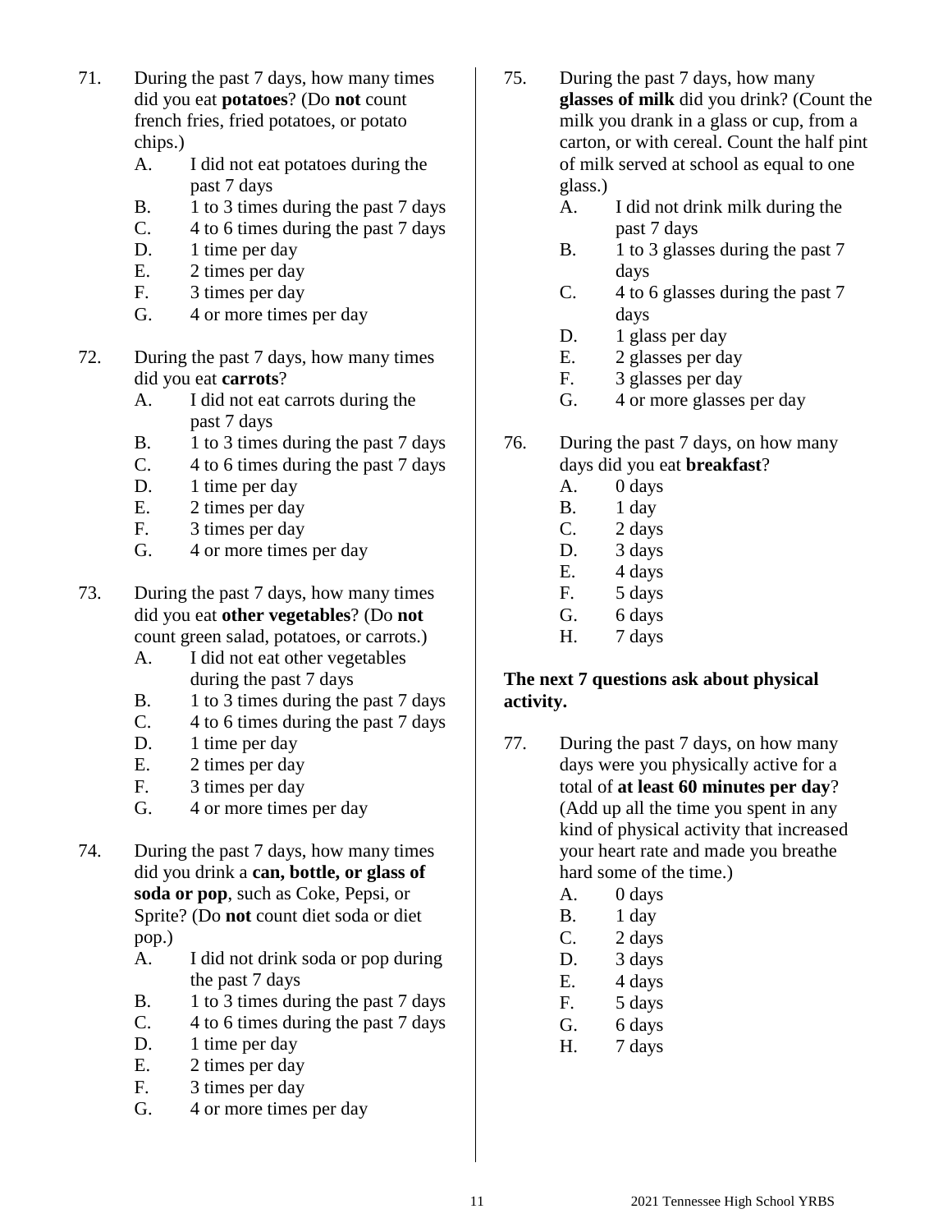71. During the past 7 days, how many times did you eat **potatoes**? (Do **not** count french fries, fried potatoes, or potato chips.)
    - A. I did not eat potatoes during the past 7 days
    - B. 1 to 3 times during the past 7 days
    - C. 4 to 6 times during the past 7 days
    - D. 1 time per day
    - E. 2 times per day
    - F. 3 times per day
    - G. 4 or more times per day

72. During the past 7 days, how many times did you eat **carrots**?
    - A. I did not eat carrots during the past 7 days
    - B. 1 to 3 times during the past 7 days
    - C. 4 to 6 times during the past 7 days
    - D. 1 time per day
    - E. 2 times per day
    - F. 3 times per day
    - G. 4 or more times per day

73. During the past 7 days, how many times did you eat **other vegetables**? (Do **not** count green salad, potatoes, or carrots.)
    - A. I did not eat other vegetables during the past 7 days
    - B. 1 to 3 times during the past 7 days
    - C. 4 to 6 times during the past 7 days
    - D. 1 time per day
    - E. 2 times per day
    - F. 3 times per day
    - G. 4 or more times per day

74. During the past 7 days, how many times did you drink a **can, bottle, or glass of soda or pop**, such as Coke, Pepsi, or Sprite? (Do **not** count diet soda or diet pop.)
    - A. I did not drink soda or pop during the past 7 days
    - B. 1 to 3 times during the past 7 days
    - C. 4 to 6 times during the past 7 days
    - D. 1 time per day
    - E. 2 times per day
    - F. 3 times per day
    - G. 4 or more times per day

75. During the past 7 days, how many **glasses of milk** did you drink? (Count the milk you drank in a glass or cup, from a carton, or with cereal. Count the half pint of milk served at school as equal to one glass.)
    - A. I did not drink milk during the past 7 days
    - B. 1 to 3 glasses during the past 7 days
    - C. 4 to 6 glasses during the past 7 days
    - D. 1 glass per day
    - E. 2 glasses per day
    - F. 3 glasses per day
    - G. 4 or more glasses per day

76. During the past 7 days, on how many days did you eat **breakfast**?
    - A. 0 days
    - B. 1 day
    - C. 2 days
    - D. 3 days
    - E. 4 days
    - F. 5 days
    - G. 6 days
    - H. 7 days

**The next 7 questions ask about physical activity.**

77. During the past 7 days, on how many days were you physically active for a total of **at least 60 minutes per day**? (Add up all the time you spent in any kind of physical activity that increased your heart rate and made you breathe hard some of the time.)
    - A. 0 days
    - B. 1 day
    - C. 2 days
    - D. 3 days
    - E. 4 days
    - F. 5 days
    - G. 6 days
    - H. 7 days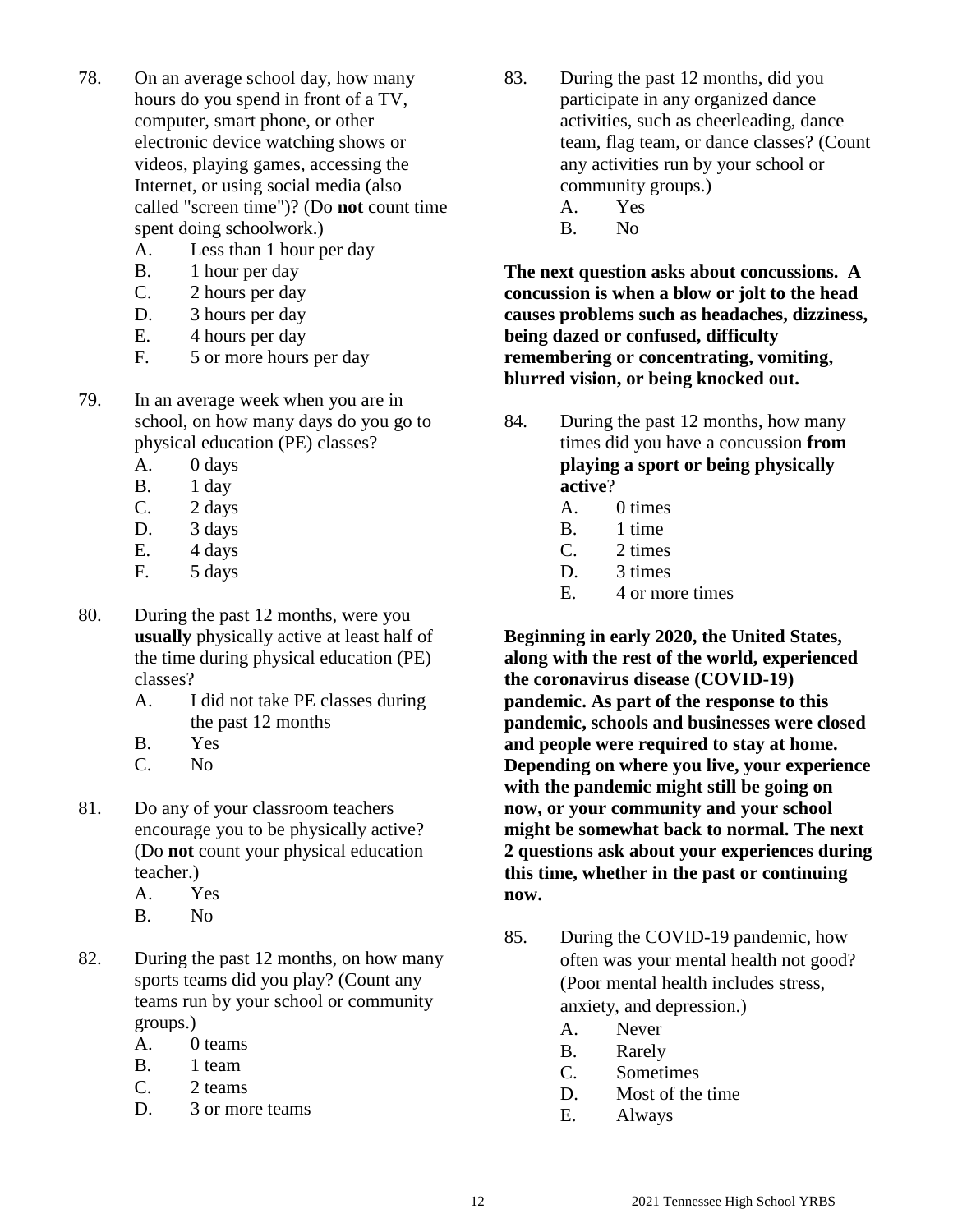78. On an average school day, how many hours do you spend in front of a TV, computer, smart phone, or other electronic device watching shows or videos, playing games, accessing the Internet, or using social media (also called "screen time")? (Do **not** count time spent doing schoolwork.)
    - A. Less than 1 hour per day
    - B. 1 hour per day
    - C. 2 hours per day
    - D. 3 hours per day
    - E. 4 hours per day
    - F. 5 or more hours per day

79. In an average week when you are in school, on how many days do you go to physical education (PE) classes?
    - A. 0 days
    - B. 1 day
    - C. 2 days
    - D. 3 days
    - E. 4 days
    - F. 5 days

80. During the past 12 months, were you **usually** physically active at least half of the time during physical education (PE) classes?
    - A. I did not take PE classes during the past 12 months
    - B. Yes
    - C. No

81. Do any of your classroom teachers encourage you to be physically active? (Do **not** count your physical education teacher.)
    - A. Yes
    - B. No

82. During the past 12 months, on how many sports teams did you play? (Count any teams run by your school or community groups.)
    - A. 0 teams
    - B. 1 team
    - C. 2 teams
    - D. 3 or more teams

83. During the past 12 months, did you participate in any organized dance activities, such as cheerleading, dance team, flag team, or dance classes? (Count any activities run by your school or community groups.)
    - A. Yes
    - B. No

**The next question asks about concussions. A concussion is when a blow or jolt to the head causes problems such as headaches, dizziness, being dazed or confused, difficulty remembering or concentrating, vomiting, blurred vision, or being knocked out.**

84. During the past 12 months, how many times did you have a concussion **from playing a sport or being physically active**?
    - A. 0 times
    - B. 1 time
    - C. 2 times
    - D. 3 times
    - E. 4 or more times

**Beginning in early 2020, the United States, along with the rest of the world, experienced the coronavirus disease (COVID-19) pandemic. As part of the response to this pandemic, schools and businesses were closed and people were required to stay at home. Depending on where you live, your experience with the pandemic might still be going on now, or your community and your school might be somewhat back to normal. The next 2 questions ask about your experiences during this time, whether in the past or continuing now.**

85. During the COVID-19 pandemic, how often was your mental health not good? (Poor mental health includes stress, anxiety, and depression.)
    - A. Never
    - B. Rarely
    - C. Sometimes
    - D. Most of the time
    - E. Always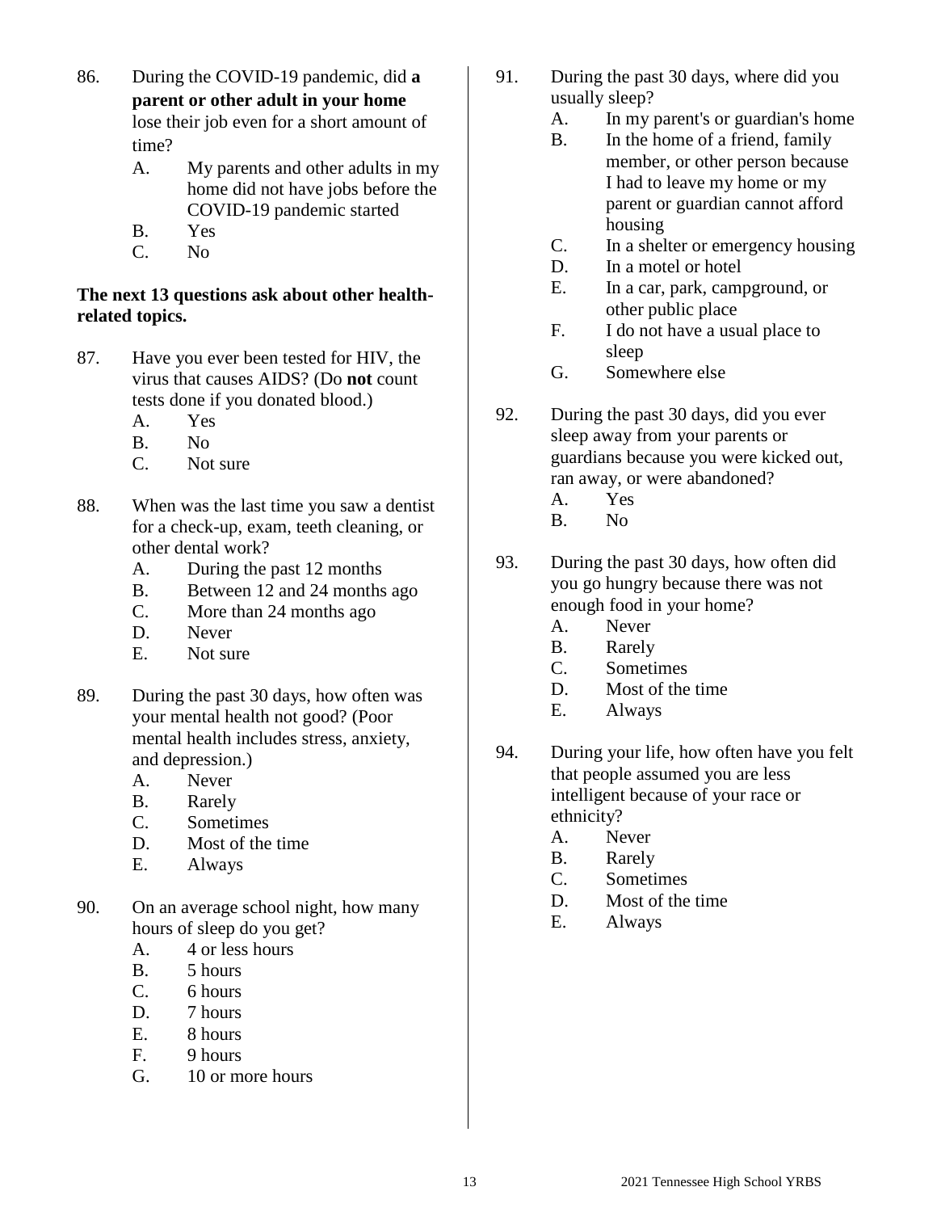86. During the COVID-19 pandemic, did **a parent or other adult in your home** lose their job even for a short amount of time?
    - A. My parents and other adults in my home did not have jobs before the COVID-19 pandemic started
    - B. Yes
    - C. No

**The next 13 questions ask about other health-related topics.**

87. Have you ever been tested for HIV, the virus that causes AIDS? (Do **not** count tests done if you donated blood.)
    - A. Yes
    - B. No
    - C. Not sure

88. When was the last time you saw a dentist for a check-up, exam, teeth cleaning, or other dental work?
    - A. During the past 12 months
    - B. Between 12 and 24 months ago
    - C. More than 24 months ago
    - D. Never
    - E. Not sure

89. During the past 30 days, how often was your mental health not good? (Poor mental health includes stress, anxiety, and depression.)
    - A. Never
    - B. Rarely
    - C. Sometimes
    - D. Most of the time
    - E. Always

90. On an average school night, how many hours of sleep do you get?
    - A. 4 or less hours
    - B. 5 hours
    - C. 6 hours
    - D. 7 hours
    - E. 8 hours
    - F. 9 hours
    - G. 10 or more hours

91. During the past 30 days, where did you usually sleep?
    - A. In my parent's or guardian's home
    - B. In the home of a friend, family member, or other person because I had to leave my home or my parent or guardian cannot afford housing
    - C. In a shelter or emergency housing
    - D. In a motel or hotel
    - E. In a car, park, campground, or other public place
    - F. I do not have a usual place to sleep
    - G. Somewhere else

92. During the past 30 days, did you ever sleep away from your parents or guardians because you were kicked out, ran away, or were abandoned?
    - A. Yes
    - B. No

93. During the past 30 days, how often did you go hungry because there was not enough food in your home?
    - A. Never
    - B. Rarely
    - C. Sometimes
    - D. Most of the time
    - E. Always

94. During your life, how often have you felt that people assumed you are less intelligent because of your race or ethnicity?
    - A. Never
    - B. Rarely
    - C. Sometimes
    - D. Most of the time
    - E. Always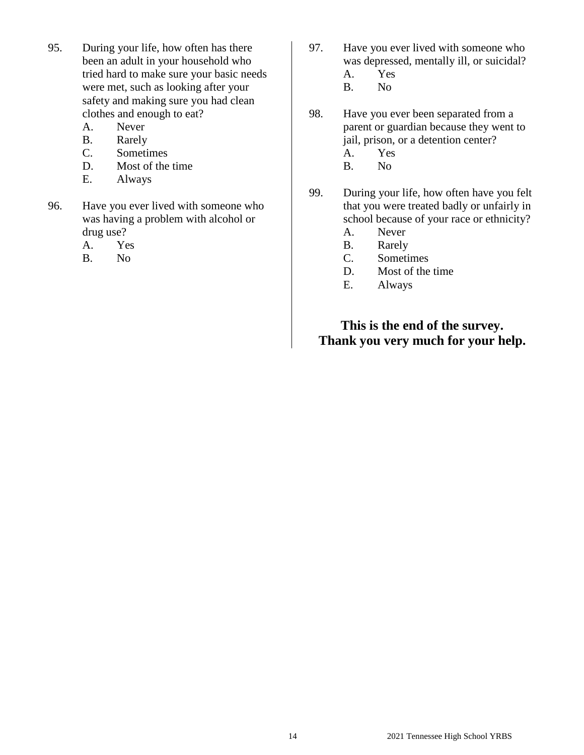95. During your life, how often has there been an adult in your household who tried hard to make sure your basic needs were met, such as looking after your safety and making sure you had clean clothes and enough to eat?
    - A. Never
    - B. Rarely
    - C. Sometimes
    - D. Most of the time
    - E. Always

96. Have you ever lived with someone who was having a problem with alcohol or drug use?
    - A. Yes
    - B. No

97. Have you ever lived with someone who was depressed, mentally ill, or suicidal?
    - A. Yes
    - B. No

98. Have you ever been separated from a parent or guardian because they went to jail, prison, or a detention center?
    - A. Yes
    - B. No

99. During your life, how often have you felt that you were treated badly or unfairly in school because of your race or ethnicity?
    - A. Never
    - B. Rarely
    - C. Sometimes
    - D. Most of the time
    - E. Always

**This is the end of the survey.**
**Thank you very much for your help.**